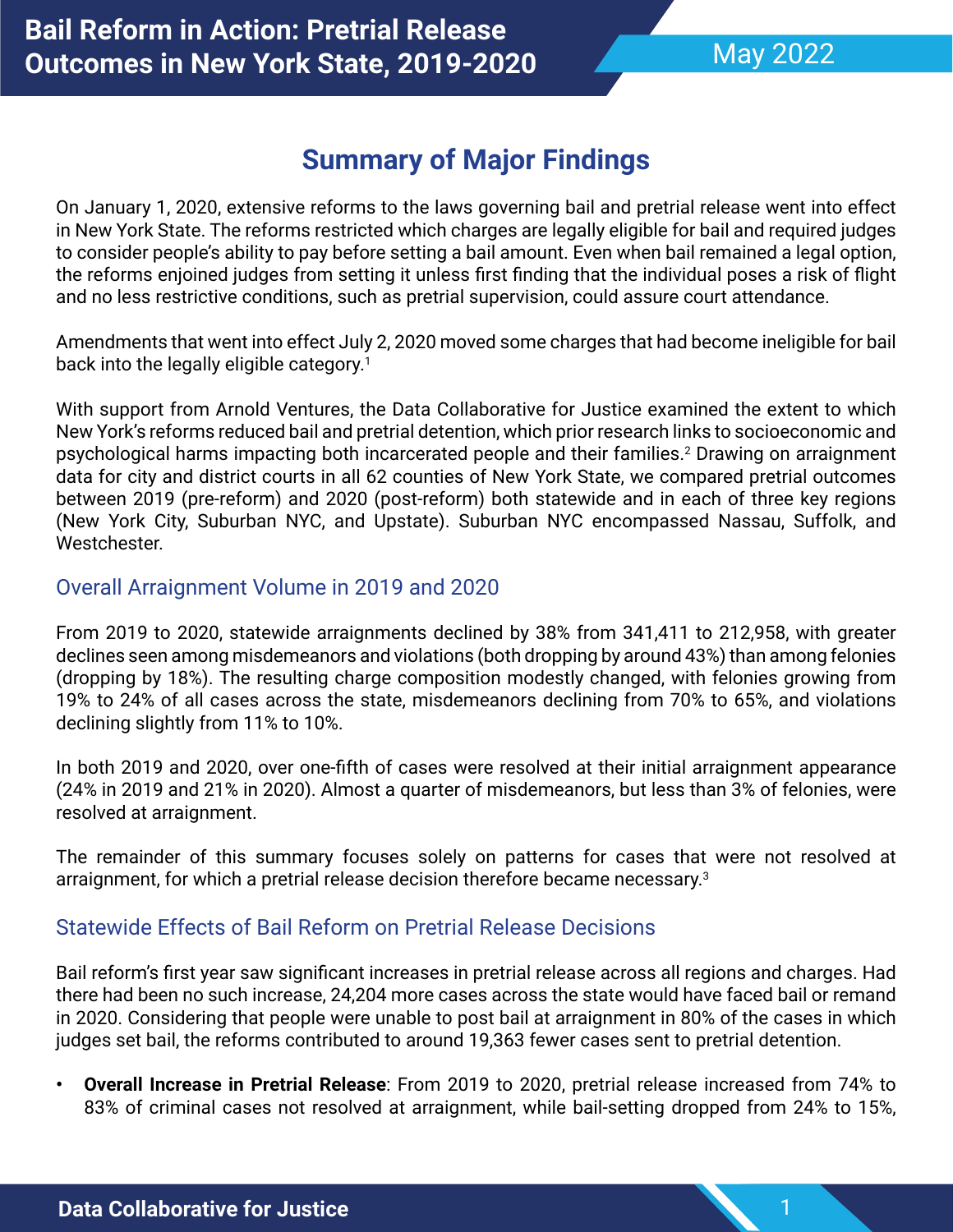# Bail Reform in Action: Pretrial Release Outcomes in New York State, 2019-2020

May 2022

## Summary of Major Findings

On January 1, 2020, extensive reforms to the laws governing bail and pretrial release went into effect in New York State. The reforms restricted which charges are legally eligible for bail and required judges to consider people's ability to pay before setting a bail amount. Even when bail remained a legal option, the reforms enjoined judges from setting it unless first finding that the individual poses a risk of flight and no less restrictive conditions, such as pretrial supervision, could assure court attendance.

Amendments that went into effect July 2, 2020 moved some charges that had become ineligible for bail back into the legally eligible category.[1]

With support from Arnold Ventures, the Data Collaborative for Justice examined the extent to which New York's reforms reduced bail and pretrial detention, which prior research links to socioeconomic and psychological harms impacting both incarcerated people and their families.[2] Drawing on arraignment data for city and district courts in all 62 counties of New York State, we compared pretrial outcomes between 2019 (pre-reform) and 2020 (post-reform) both statewide and in each of three key regions (New York City, Suburban NYC, and Upstate). Suburban NYC encompassed Nassau, Suffolk, and Westchester.

### Overall Arraignment Volume in 2019 and 2020

From 2019 to 2020, statewide arraignments declined by 38% from 341,411 to 212,958, with greater declines seen among misdemeanors and violations (both dropping by around 43%) than among felonies (dropping by 18%). The resulting charge composition modestly changed, with felonies growing from 19% to 24% of all cases across the state, misdemeanors declining from 70% to 65%, and violations declining slightly from 11% to 10%.

In both 2019 and 2020, over one-fifth of cases were resolved at their initial arraignment appearance (24% in 2019 and 21% in 2020). Almost a quarter of misdemeanors, but less than 3% of felonies, were resolved at arraignment.

The remainder of this summary focuses solely on patterns for cases that were not resolved at arraignment, for which a pretrial release decision therefore became necessary.[3]

### Statewide Effects of Bail Reform on Pretrial Release Decisions

Bail reform's first year saw significant increases in pretrial release across all regions and charges. Had there had been no such increase, 24,204 more cases across the state would have faced bail or remand in 2020. Considering that people were unable to post bail at arraignment in 80% of the cases in which judges set bail, the reforms contributed to around 19,363 fewer cases sent to pretrial detention.

- **Overall Increase in Pretrial Release**: From 2019 to 2020, pretrial release increased from 74% to 83% of criminal cases not resolved at arraignment, while bail-setting dropped from 24% to 15%,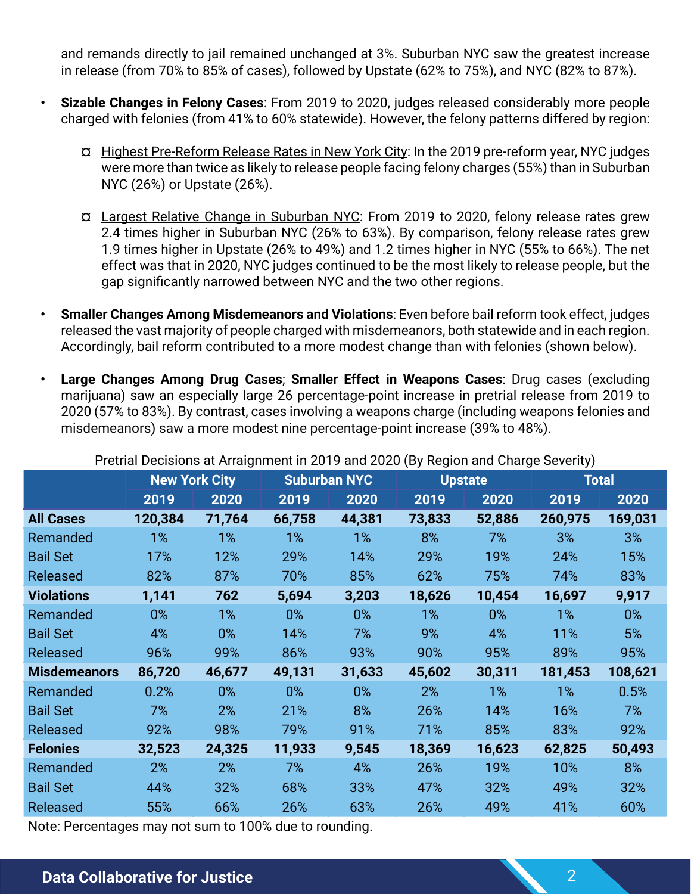and remands directly to jail remained unchanged at 3%. Suburban NYC saw the greatest increase in release (from 70% to 85% of cases), followed by Upstate (62% to 75%), and NYC (82% to 87%).

- **Sizable Changes in Felony Cases**: From 2019 to 2020, judges released considerably more people charged with felonies (from 41% to 60% statewide). However, the felony patterns differed by region:
  - ¤ Highest Pre-Reform Release Rates in New York City: In the 2019 pre-reform year, NYC judges were more than twice as likely to release people facing felony charges (55%) than in Suburban NYC (26%) or Upstate (26%).
  - ¤ Largest Relative Change in Suburban NYC: From 2019 to 2020, felony release rates grew 2.4 times higher in Suburban NYC (26% to 63%). By comparison, felony release rates grew 1.9 times higher in Upstate (26% to 49%) and 1.2 times higher in NYC (55% to 66%). The net effect was that in 2020, NYC judges continued to be the most likely to release people, but the gap significantly narrowed between NYC and the two other regions.
- **Smaller Changes Among Misdemeanors and Violations**: Even before bail reform took effect, judges released the vast majority of people charged with misdemeanors, both statewide and in each region. Accordingly, bail reform contributed to a more modest change than with felonies (shown below).
- **Large Changes Among Drug Cases**; **Smaller Effect in Weapons Cases**: Drug cases (excluding marijuana) saw an especially large 26 percentage-point increase in pretrial release from 2019 to 2020 (57% to 83%). By contrast, cases involving a weapons charge (including weapons felonies and misdemeanors) saw a more modest nine percentage-point increase (39% to 48%).

Pretrial Decisions at Arraignment in 2019 and 2020 (By Region and Charge Severity)

| | New York City | | Suburban NYC | | Upstate | | Total | |
|---|---|---|---|---|---|---|---|---|
| | 2019 | 2020 | 2019 | 2020 | 2019 | 2020 | 2019 | 2020 |
| **All Cases** | **120,384** | **71,764** | **66,758** | **44,381** | **73,833** | **52,886** | **260,975** | **169,031** |
| Remanded | 1% | 1% | 1% | 1% | 8% | 7% | 3% | 3% |
| Bail Set | 17% | 12% | 29% | 14% | 29% | 19% | 24% | 15% |
| Released | 82% | 87% | 70% | 85% | 62% | 75% | 74% | 83% |
| **Violations** | **1,141** | **762** | **5,694** | **3,203** | **18,626** | **10,454** | **16,697** | **9,917** |
| Remanded | 0% | 1% | 0% | 0% | 1% | 0% | 1% | 0% |
| Bail Set | 4% | 0% | 14% | 7% | 9% | 4% | 11% | 5% |
| Released | 96% | 99% | 86% | 93% | 90% | 95% | 89% | 95% |
| **Misdemeanors** | **86,720** | **46,677** | **49,131** | **31,633** | **45,602** | **30,311** | **181,453** | **108,621** |
| Remanded | 0.2% | 0% | 0% | 0% | 2% | 1% | 1% | 0.5% |
| Bail Set | 7% | 2% | 21% | 8% | 26% | 14% | 16% | 7% |
| Released | 92% | 98% | 79% | 91% | 71% | 85% | 83% | 92% |
| **Felonies** | **32,523** | **24,325** | **11,933** | **9,545** | **18,369** | **16,623** | **62,825** | **50,493** |
| Remanded | 2% | 2% | 7% | 4% | 26% | 19% | 10% | 8% |
| Bail Set | 44% | 32% | 68% | 33% | 47% | 32% | 49% | 32% |
| Released | 55% | 66% | 26% | 63% | 26% | 49% | 41% | 60% |

Note: Percentages may not sum to 100% due to rounding.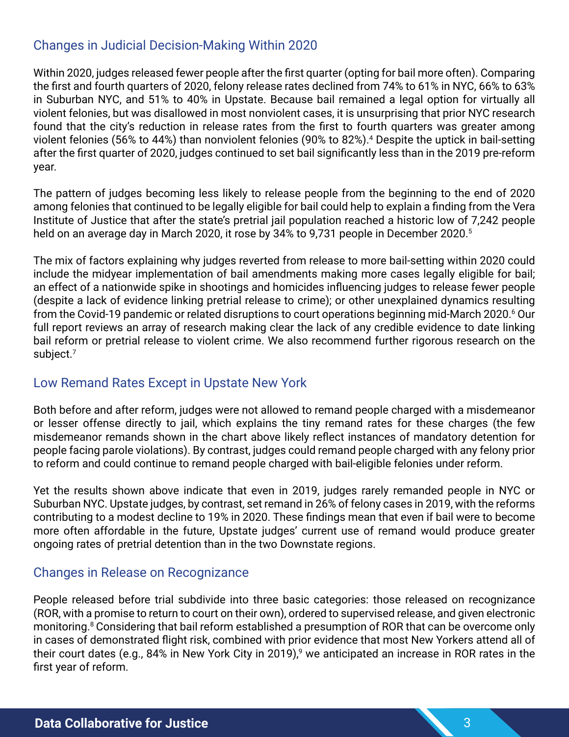## Changes in Judicial Decision-Making Within 2020

Within 2020, judges released fewer people after the first quarter (opting for bail more often). Comparing the first and fourth quarters of 2020, felony release rates declined from 74% to 61% in NYC, 66% to 63% in Suburban NYC, and 51% to 40% in Upstate. Because bail remained a legal option for virtually all violent felonies, but was disallowed in most nonviolent cases, it is unsurprising that prior NYC research found that the city's reduction in release rates from the first to fourth quarters was greater among violent felonies (56% to 44%) than nonviolent felonies (90% to 82%).[4] Despite the uptick in bail-setting after the first quarter of 2020, judges continued to set bail significantly less than in the 2019 pre-reform year.

The pattern of judges becoming less likely to release people from the beginning to the end of 2020 among felonies that continued to be legally eligible for bail could help to explain a finding from the Vera Institute of Justice that after the state's pretrial jail population reached a historic low of 7,242 people held on an average day in March 2020, it rose by 34% to 9,731 people in December 2020.[5]

The mix of factors explaining why judges reverted from release to more bail-setting within 2020 could include the midyear implementation of bail amendments making more cases legally eligible for bail; an effect of a nationwide spike in shootings and homicides influencing judges to release fewer people (despite a lack of evidence linking pretrial release to crime); or other unexplained dynamics resulting from the Covid-19 pandemic or related disruptions to court operations beginning mid-March 2020.[6] Our full report reviews an array of research making clear the lack of any credible evidence to date linking bail reform or pretrial release to violent crime. We also recommend further rigorous research on the subject.[7]

## Low Remand Rates Except in Upstate New York

Both before and after reform, judges were not allowed to remand people charged with a misdemeanor or lesser offense directly to jail, which explains the tiny remand rates for these charges (the few misdemeanor remands shown in the chart above likely reflect instances of mandatory detention for people facing parole violations). By contrast, judges could remand people charged with any felony prior to reform and could continue to remand people charged with bail-eligible felonies under reform.

Yet the results shown above indicate that even in 2019, judges rarely remanded people in NYC or Suburban NYC. Upstate judges, by contrast, set remand in 26% of felony cases in 2019, with the reforms contributing to a modest decline to 19% in 2020. These findings mean that even if bail were to become more often affordable in the future, Upstate judges' current use of remand would produce greater ongoing rates of pretrial detention than in the two Downstate regions.

## Changes in Release on Recognizance

People released before trial subdivide into three basic categories: those released on recognizance (ROR, with a promise to return to court on their own), ordered to supervised release, and given electronic monitoring.[8] Considering that bail reform established a presumption of ROR that can be overcome only in cases of demonstrated flight risk, combined with prior evidence that most New Yorkers attend all of their court dates (e.g., 84% in New York City in 2019),[9] we anticipated an increase in ROR rates in the first year of reform.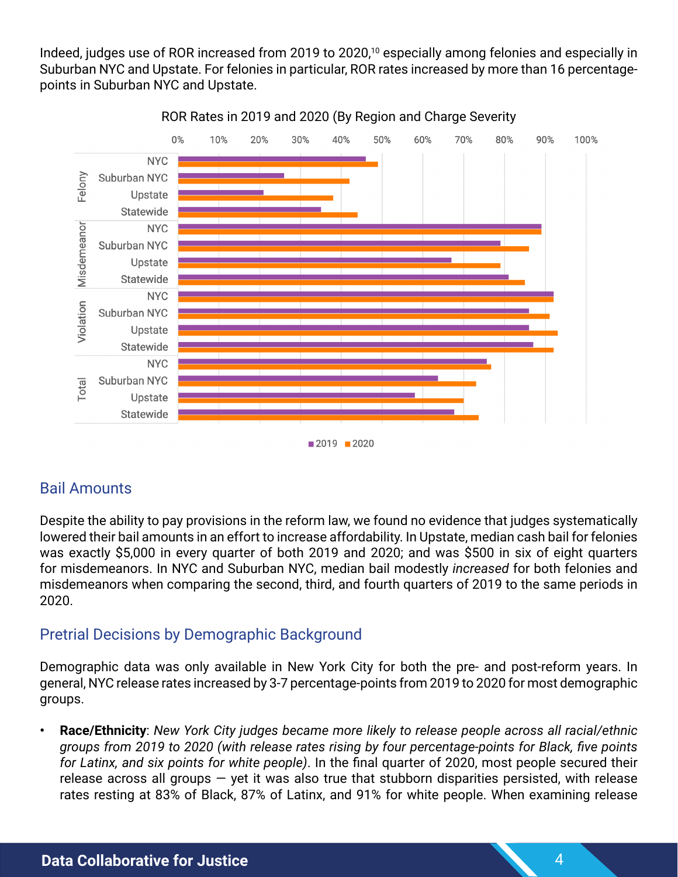Indeed, judges use of ROR increased from 2019 to 2020,[10] especially among felonies and especially in Suburban NYC and Upstate. For felonies in particular, ROR rates increased by more than 16 percentage-points in Suburban NYC and Upstate.

ROR Rates in 2019 and 2020 (By Region and Charge Severity

## Bail Amounts

Despite the ability to pay provisions in the reform law, we found no evidence that judges systematically lowered their bail amounts in an effort to increase affordability. In Upstate, median cash bail for felonies was exactly $5,000 in every quarter of both 2019 and 2020; and was $500 in six of eight quarters for misdemeanors. In NYC and Suburban NYC, median bail modestly *increased* for both felonies and misdemeanors when comparing the second, third, and fourth quarters of 2019 to the same periods in 2020.

## Pretrial Decisions by Demographic Background

Demographic data was only available in New York City for both the pre- and post-reform years. In general, NYC release rates increased by 3-7 percentage-points from 2019 to 2020 for most demographic groups.

- **Race/Ethnicity**: *New York City judges became more likely to release people across all racial/ethnic groups from 2019 to 2020 (with release rates rising by four percentage-points for Black, five points for Latinx, and six points for white people)*. In the final quarter of 2020, most people secured their release across all groups — yet it was also true that stubborn disparities persisted, with release rates resting at 83% of Black, 87% of Latinx, and 91% for white people. When examining release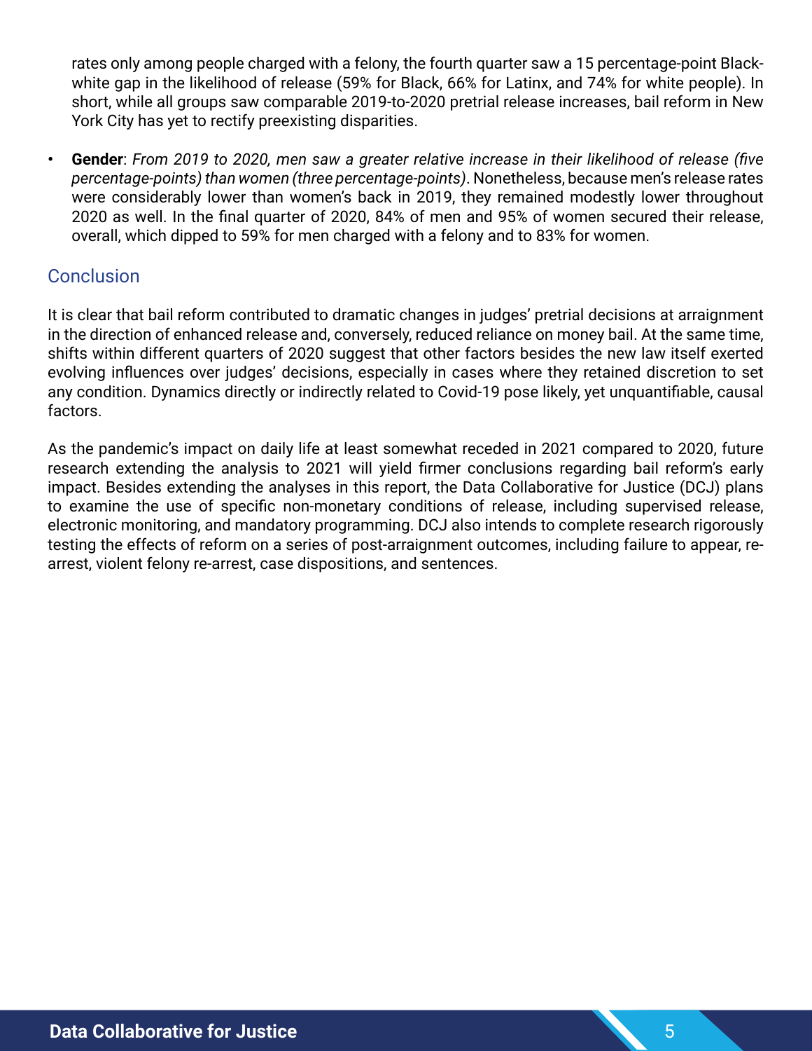rates only among people charged with a felony, the fourth quarter saw a 15 percentage-point Black-white gap in the likelihood of release (59% for Black, 66% for Latinx, and 74% for white people). In short, while all groups saw comparable 2019-to-2020 pretrial release increases, bail reform in New York City has yet to rectify preexisting disparities.

- **Gender**: *From 2019 to 2020, men saw a greater relative increase in their likelihood of release (five percentage-points) than women (three percentage-points)*. Nonetheless, because men's release rates were considerably lower than women's back in 2019, they remained modestly lower throughout 2020 as well. In the final quarter of 2020, 84% of men and 95% of women secured their release, overall, which dipped to 59% for men charged with a felony and to 83% for women.

## Conclusion

It is clear that bail reform contributed to dramatic changes in judges' pretrial decisions at arraignment in the direction of enhanced release and, conversely, reduced reliance on money bail. At the same time, shifts within different quarters of 2020 suggest that other factors besides the new law itself exerted evolving influences over judges' decisions, especially in cases where they retained discretion to set any condition. Dynamics directly or indirectly related to Covid-19 pose likely, yet unquantifiable, causal factors.

As the pandemic's impact on daily life at least somewhat receded in 2021 compared to 2020, future research extending the analysis to 2021 will yield firmer conclusions regarding bail reform's early impact. Besides extending the analyses in this report, the Data Collaborative for Justice (DCJ) plans to examine the use of specific non-monetary conditions of release, including supervised release, electronic monitoring, and mandatory programming. DCJ also intends to complete research rigorously testing the effects of reform on a series of post-arraignment outcomes, including failure to appear, re-arrest, violent felony re-arrest, case dispositions, and sentences.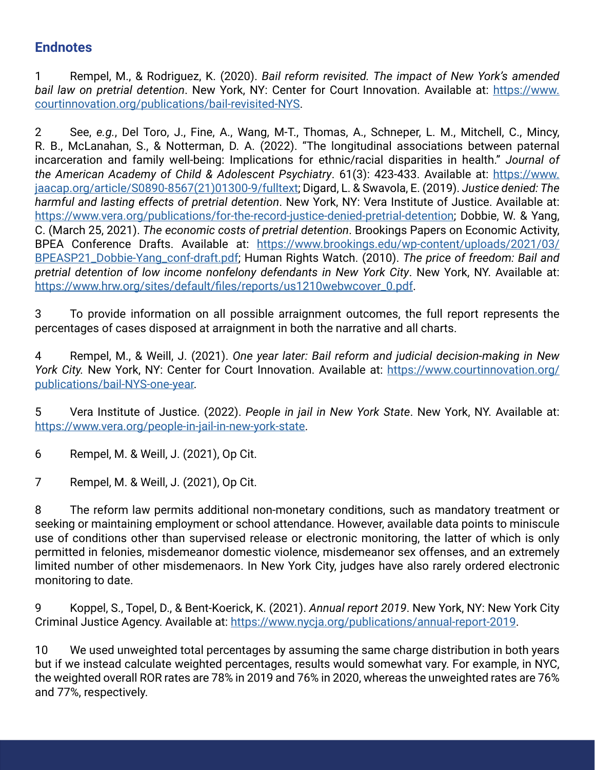## Endnotes

1 Rempel, M., & Rodriguez, K. (2020). *Bail reform revisited. The impact of New York's amended bail law on pretrial detention*. New York, NY: Center for Court Innovation. Available at: https://www.courtinnovation.org/publications/bail-revisited-NYS.

2 See, *e.g.*, Del Toro, J., Fine, A., Wang, M-T., Thomas, A., Schneper, L. M., Mitchell, C., Mincy, R. B., McLanahan, S., & Notterman, D. A. (2022). "The longitudinal associations between paternal incarceration and family well-being: Implications for ethnic/racial disparities in health." *Journal of the American Academy of Child & Adolescent Psychiatry*. 61(3): 423-433. Available at: https://www.jaacap.org/article/S0890-8567(21)01300-9/fulltext; Digard, L. & Swavola, E. (2019). *Justice denied: The harmful and lasting effects of pretrial detention*. New York, NY: Vera Institute of Justice. Available at: https://www.vera.org/publications/for-the-record-justice-denied-pretrial-detention; Dobbie, W. & Yang, C. (March 25, 2021). *The economic costs of pretrial detention*. Brookings Papers on Economic Activity, BPEA Conference Drafts. Available at: https://www.brookings.edu/wp-content/uploads/2021/03/BPEASP21_Dobbie-Yang_conf-draft.pdf; Human Rights Watch. (2010). *The price of freedom: Bail and pretrial detention of low income nonfelony defendants in New York City*. New York, NY. Available at: https://www.hrw.org/sites/default/files/reports/us1210webwcover_0.pdf.

3 To provide information on all possible arraignment outcomes, the full report represents the percentages of cases disposed at arraignment in both the narrative and all charts.

4 Rempel, M., & Weill, J. (2021). *One year later: Bail reform and judicial decision-making in New York City.* New York, NY: Center for Court Innovation. Available at: https://www.courtinnovation.org/publications/bail-NYS-one-year.

5 Vera Institute of Justice. (2022). *People in jail in New York State*. New York, NY. Available at: https://www.vera.org/people-in-jail-in-new-york-state.

6 Rempel, M. & Weill, J. (2021), Op Cit.

7 Rempel, M. & Weill, J. (2021), Op Cit.

8 The reform law permits additional non-monetary conditions, such as mandatory treatment or seeking or maintaining employment or school attendance. However, available data points to miniscule use of conditions other than supervised release or electronic monitoring, the latter of which is only permitted in felonies, misdemeanor domestic violence, misdemeanor sex offenses, and an extremely limited number of other misdemenaors. In New York City, judges have also rarely ordered electronic monitoring to date.

9 Koppel, S., Topel, D., & Bent-Koerick, K. (2021). *Annual report 2019*. New York, NY: New York City Criminal Justice Agency. Available at: https://www.nycja.org/publications/annual-report-2019.

10 We used unweighted total percentages by assuming the same charge distribution in both years but if we instead calculate weighted percentages, results would somewhat vary. For example, in NYC, the weighted overall ROR rates are 78% in 2019 and 76% in 2020, whereas the unweighted rates are 76% and 77%, respectively.